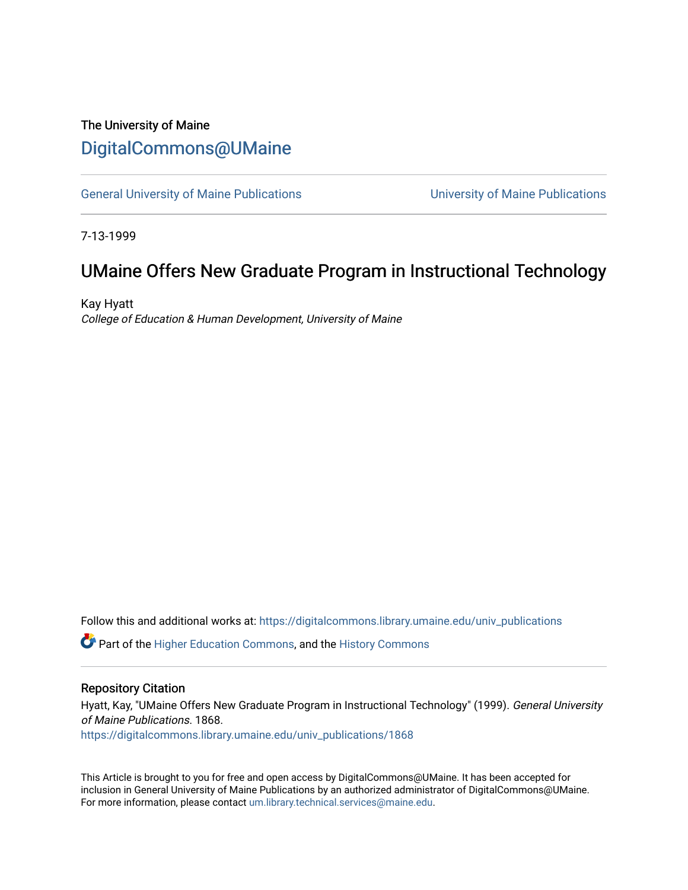The University of Maine

# DigitalCommons@UMaine

General University of Maine Publications | University of Maine Publications

7-13-1999

# UMaine Offers New Graduate Program in Instructional Technology

Kay Hyatt

*College of Education & Human Development, University of Maine*

Follow this and additional works at: https://digitalcommons.library.umaine.edu/univ_publications

Part of the Higher Education Commons, and the History Commons

## Repository Citation

Hyatt, Kay, "UMaine Offers New Graduate Program in Instructional Technology" (1999). *General University of Maine Publications*. 1868.
https://digitalcommons.library.umaine.edu/univ_publications/1868

This Article is brought to you for free and open access by DigitalCommons@UMaine. It has been accepted for inclusion in General University of Maine Publications by an authorized administrator of DigitalCommons@UMaine. For more information, please contact um.library.technical.services@maine.edu.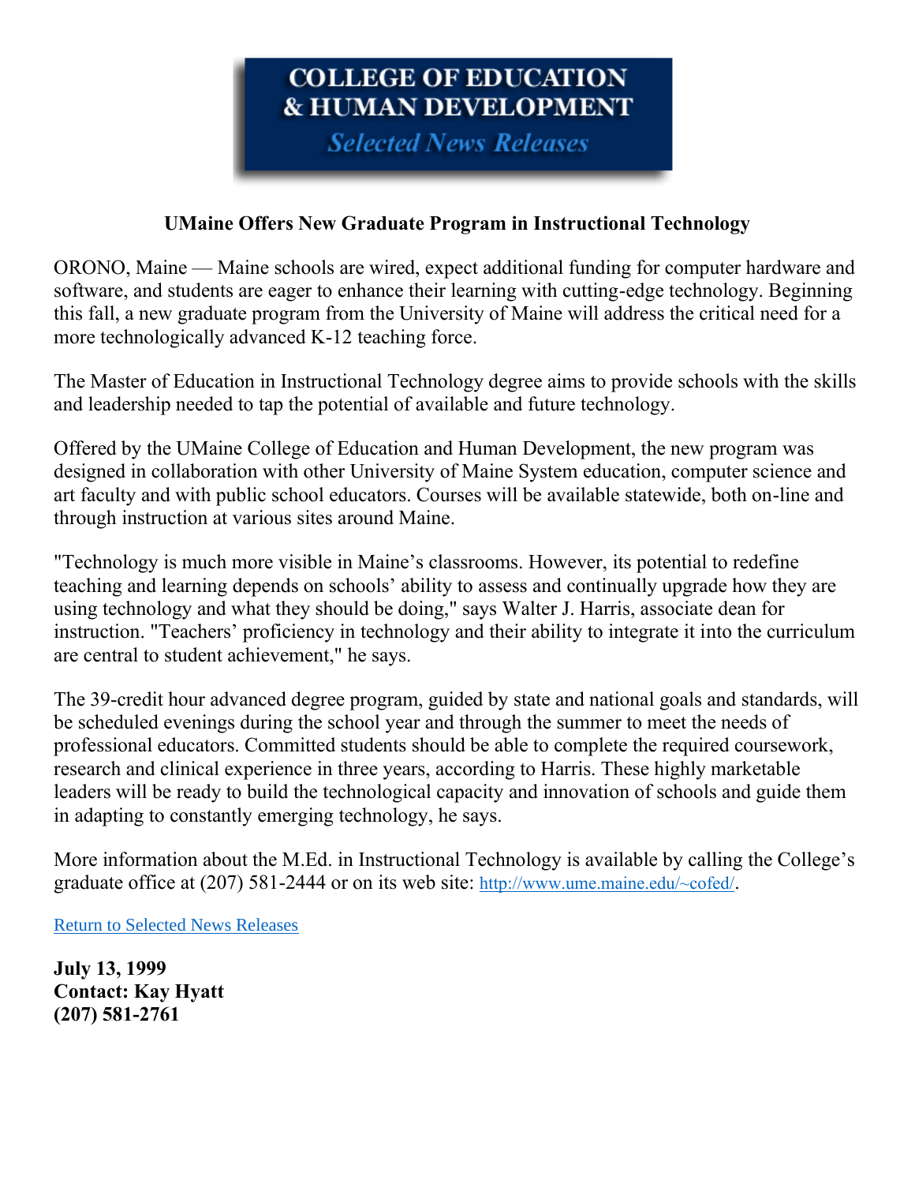**COLLEGE OF EDUCATION & HUMAN DEVELOPMENT**

*Selected News Releases*

## UMaine Offers New Graduate Program in Instructional Technology

ORONO, Maine — Maine schools are wired, expect additional funding for computer hardware and software, and students are eager to enhance their learning with cutting-edge technology. Beginning this fall, a new graduate program from the University of Maine will address the critical need for a more technologically advanced K-12 teaching force.

The Master of Education in Instructional Technology degree aims to provide schools with the skills and leadership needed to tap the potential of available and future technology.

Offered by the UMaine College of Education and Human Development, the new program was designed in collaboration with other University of Maine System education, computer science and art faculty and with public school educators. Courses will be available statewide, both on-line and through instruction at various sites around Maine.

"Technology is much more visible in Maine's classrooms. However, its potential to redefine teaching and learning depends on schools' ability to assess and continually upgrade how they are using technology and what they should be doing," says Walter J. Harris, associate dean for instruction. "Teachers' proficiency in technology and their ability to integrate it into the curriculum are central to student achievement," he says.

The 39-credit hour advanced degree program, guided by state and national goals and standards, will be scheduled evenings during the school year and through the summer to meet the needs of professional educators. Committed students should be able to complete the required coursework, research and clinical experience in three years, according to Harris. These highly marketable leaders will be ready to build the technological capacity and innovation of schools and guide them in adapting to constantly emerging technology, he says.

More information about the M.Ed. in Instructional Technology is available by calling the College's graduate office at (207) 581-2444 or on its web site: [http://www.ume.maine.edu/~cofed/](http://www.ume.maine.edu/~cofed/).

[Return to Selected News Releases]()

**July 13, 1999**
**Contact: Kay Hyatt**
**(207) 581-2761**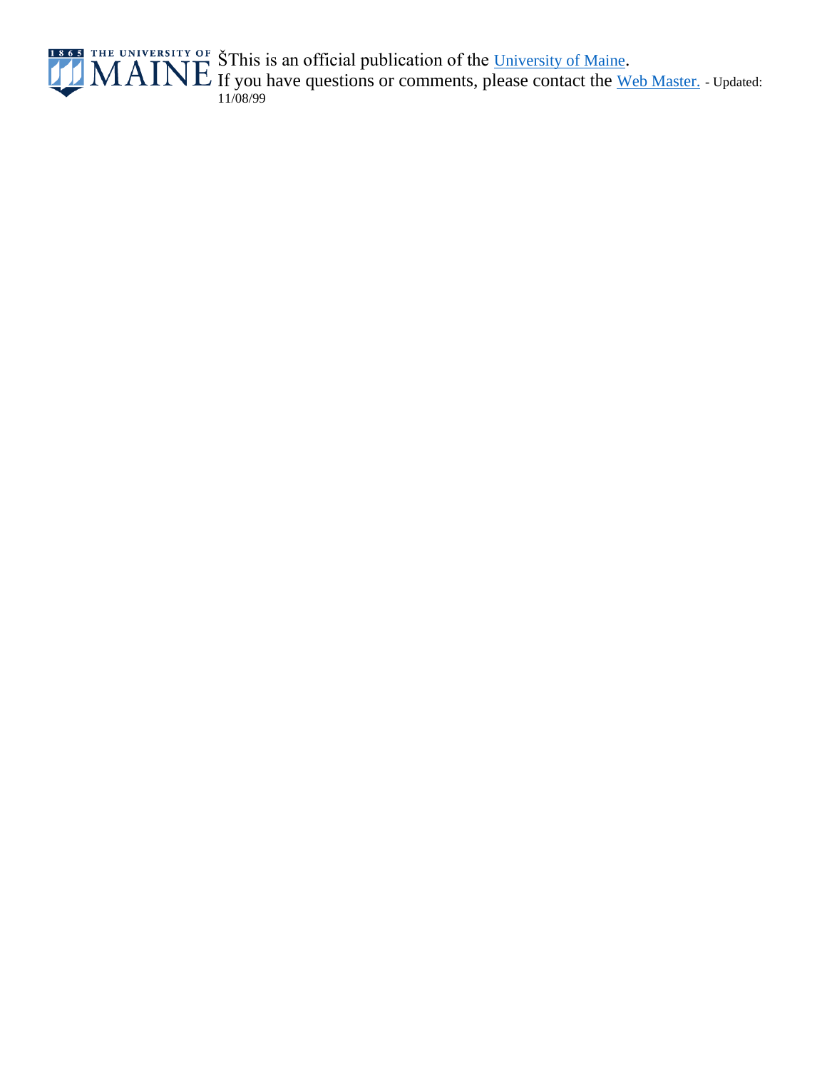ŠThis is an official publication of the University of Maine.
If you have questions or comments, please contact the Web Master. - Updated: 11/08/99